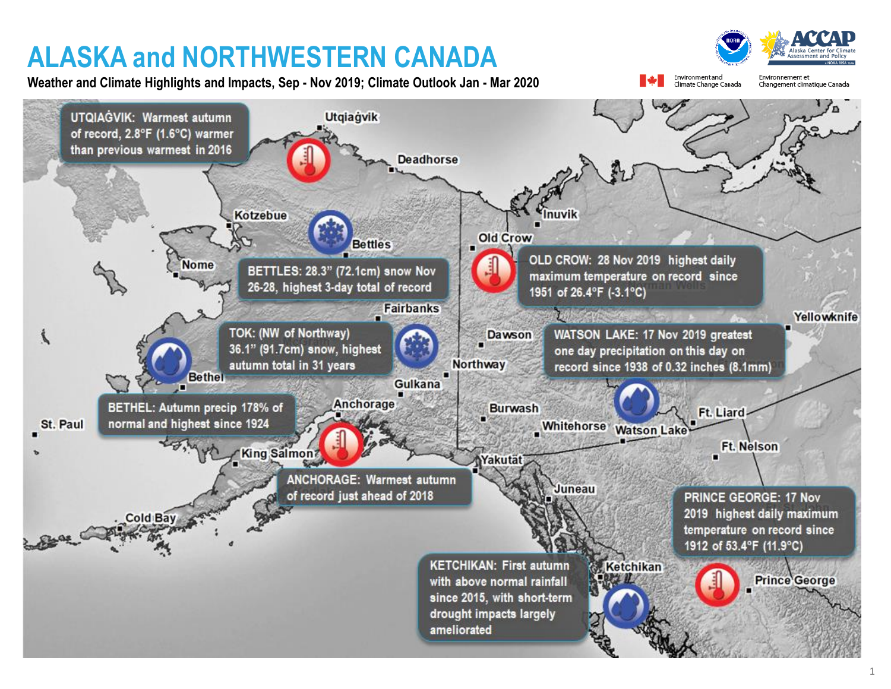# ALASKA and NORTHWESTERN CANADA

**Weather and Climate Highlights and Impacts, Sep - Nov 2019; Climate Outlook Jan - Mar 2020**

Environment and Climate Change Canada / Environnement et Changement climatique Canada

ACCAP Alaska Center for Climate Assessment and Policy

UTQIAĠVIK: Warmest autumn of record, 2.8°F (1.6°C) warmer than previous warmest in 2016

BETTLES: 28.3" (72.1cm) snow Nov 26-28, highest 3-day total of record

OLD CROW: 28 Nov 2019 highest daily maximum temperature on record since 1951 of 26.4°F (-3.1°C)

TOK: (NW of Northway) 36.1" (91.7cm) snow, highest autumn total in 31 years

WATSON LAKE: 17 Nov 2019 greatest one day precipitation on this day on record since 1938 of 0.32 inches (8.1mm)

BETHEL: Autumn precip 178% of normal and highest since 1924

ANCHORAGE: Warmest autumn of record just ahead of 2018

PRINCE GEORGE: 17 Nov 2019 highest daily maximum temperature on record since 1912 of 53.4°F (11.9°C)

KETCHIKAN: First autumn with above normal rainfall since 2015, with short-term drought impacts largely ameliorated

Utqiaġvik
Deadhorse
Kotzebue
Bettles
Nome
Inuvik
Old Crow
Fairbanks
Yellowknife
Dawson
Northway
Bethel
Gulkana
Anchorage
Burwash
Whitehorse
Watson Lake
Ft. Liard
St. Paul
King Salmon
Yakutat
Ft. Nelson
Juneau
Cold Bay
Ketchikan
Prince George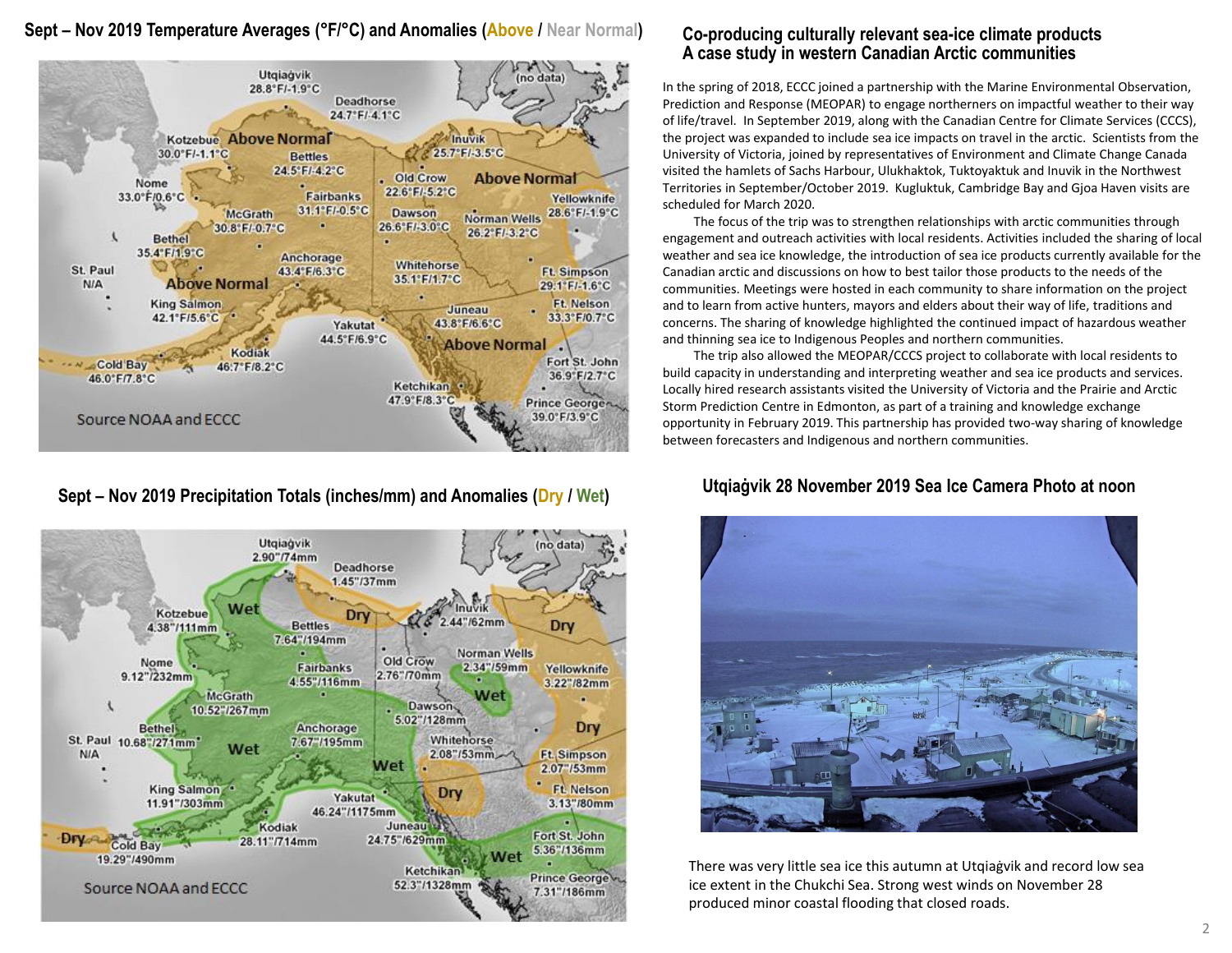## Sept – Nov 2019 Temperature Averages (°F/°C) and Anomalies (Above / Near Normal)

Utqiaġvik 28.8°F/-1.9°C
Deadhorse 24.7°F/-4.1°C
(no data)
Kotzebue 30.0°F/-1.1°C
Above Normal
Inuvik 25.7°F/-3.5°C
Bettles 24.5°F/-4.2°C
Old Crow 22.6°F/-5.2°C
Above Normal
Nome 33.0°F/0.6°C
Fairbanks 31.1°F/-0.5°C
Yellowknife 28.6°F/-1.9°C
McGrath 30.8°F/-0.7°C
Dawson 26.6°F/-3.0°C
Norman Wells 26.2°F/-3.2°C
Bethel 35.4°F/1.9°C
Anchorage 43.4°F/6.3°C
St. Paul N/A
Above Normal
Whitehorse 35.1°F/1.7°C
Ft. Simpson 29.1°F/-1.6°C
King Salmon 42.1°F/5.6°C
Juneau 43.8°F/6.6°C
Ft. Nelson 33.3°F/0.7°C
Yakutat 44.5°F/6.9°C
Kodiak 46.7°F/8.2°C
Above Normal
Cold Bay 46.0°F/7.8°C
Fort St. John 36.9°F/2.7°C
Ketchikan 47.9°F/8.3°C
Prince George 39.0°F/3.9°C
Source NOAA and ECCC

## Sept – Nov 2019 Precipitation Totals (inches/mm) and Anomalies (Dry / Wet)

Utqiaġvik 2.90"/74mm
(no data)
Deadhorse 1.45"/37mm
Kotzebue 4.38"/111mm
Wet
Dry
Inuvik 2.44"/62mm
Dry
Bettles 7.64"/194mm
Nome 9.12"/232mm
Fairbanks 4.55"/116mm
Old Crow 2.76"/70mm
Norman Wells 2.34"/59mm
Yellowknife 3.22"/82mm
Wet
McGrath 10.52"/267mm
Dawson 5.02"/128mm
Dry
Bethel
St. Paul N/A
10.68"/271mm
Anchorage 7.67"/195mm
Wet
Whitehorse 2.08"/53mm
Ft. Simpson 2.07"/53mm
Wet
Dry
King Salmon 11.91"/303mm
Yakutat 46.24"/1175mm
Ft. Nelson 3.13"/80mm
Kodiak 28.11"/714mm
Juneau 24.75"/629mm
Dry
Cold Bay 19.29"/490mm
Fort St. John 5.36"/136mm
Wet
Ketchikan 52.3"/1328mm
Prince George 7.31"/186mm
Source NOAA and ECCC

## Co-producing culturally relevant sea-ice climate products
## A case study in western Canadian Arctic communities

In the spring of 2018, ECCC joined a partnership with the Marine Environmental Observation, Prediction and Response (MEOPAR) to engage northerners on impactful weather to their way of life/travel. In September 2019, along with the Canadian Centre for Climate Services (CCCS), the project was expanded to include sea ice impacts on travel in the arctic. Scientists from the University of Victoria, joined by representatives of Environment and Climate Change Canada visited the hamlets of Sachs Harbour, Ulukhaktok, Tuktoyaktuk and Inuvik in the Northwest Territories in September/October 2019. Kugluktuk, Cambridge Bay and Gjoa Haven visits are scheduled for March 2020.

The focus of the trip was to strengthen relationships with arctic communities through engagement and outreach activities with local residents. Activities included the sharing of local weather and sea ice knowledge, the introduction of sea ice products currently available for the Canadian arctic and discussions on how to best tailor those products to the needs of the communities. Meetings were hosted in each community to share information on the project and to learn from active hunters, mayors and elders about their way of life, traditions and concerns. The sharing of knowledge highlighted the continued impact of hazardous weather and thinning sea ice to Indigenous Peoples and northern communities.

The trip also allowed the MEOPAR/CCCS project to collaborate with local residents to build capacity in understanding and interpreting weather and sea ice products and services. Locally hired research assistants visited the University of Victoria and the Prairie and Arctic Storm Prediction Centre in Edmonton, as part of a training and knowledge exchange opportunity in February 2019. This partnership has provided two-way sharing of knowledge between forecasters and Indigenous and northern communities.

## Utqiaġvik 28 November 2019 Sea Ice Camera Photo at noon

There was very little sea ice this autumn at Utqiaġvik and record low sea ice extent in the Chukchi Sea. Strong west winds on November 28 produced minor coastal flooding that closed roads.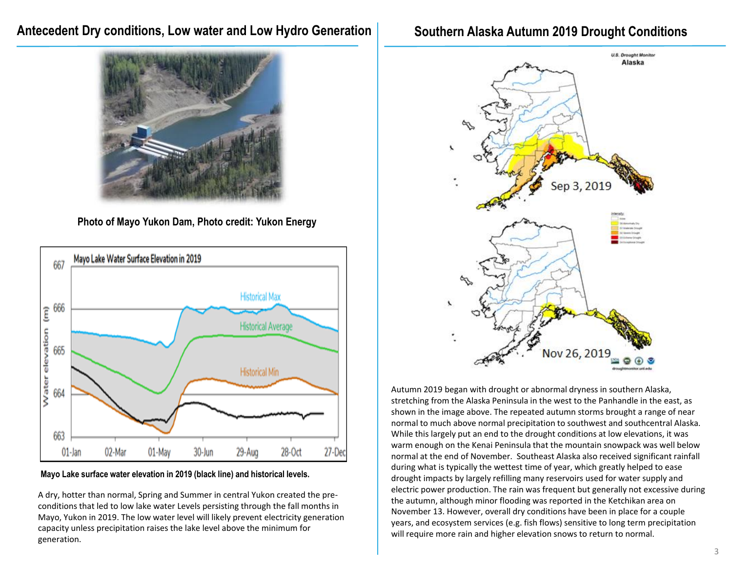## Antecedent Dry conditions, Low water and Low Hydro Generation

Photo of Mayo Yukon Dam, Photo credit: Yukon Energy

Mayo Lake Water Surface Elevation in 2019

Water elevation (m)

667
666
665
664
663

01-Jan
02-Mar
01-May
30-Jun
29-Aug
28-Oct
27-Dec

Historical Max
Historical Average
Historical Min

Mayo Lake surface water elevation in 2019 (black line) and historical levels.

A dry, hotter than normal, Spring and Summer in central Yukon created the pre-conditions that led to low lake water Levels persisting through the fall months in Mayo, Yukon in 2019. The low water level will likely prevent electricity generation capacity unless precipitation raises the lake level above the minimum for generation.

## Southern Alaska Autumn 2019 Drought Conditions

U.S. Drought Monitor
Alaska

Sep 3, 2019

Nov 26, 2019

droughtmonitor.unl.edu

Autumn 2019 began with drought or abnormal dryness in southern Alaska, stretching from the Alaska Peninsula in the west to the Panhandle in the east, as shown in the image above. The repeated autumn storms brought a range of near normal to much above normal precipitation to southwest and southcentral Alaska. While this largely put an end to the drought conditions at low elevations, it was warm enough on the Kenai Peninsula that the mountain snowpack was well below normal at the end of November. Southeast Alaska also received significant rainfall during what is typically the wettest time of year, which greatly helped to ease drought impacts by largely refilling many reservoirs used for water supply and electric power production. The rain was frequent but generally not excessive during the autumn, although minor flooding was reported in the Ketchikan area on November 13. However, overall dry conditions have been in place for a couple years, and ecosystem services (e.g. fish flows) sensitive to long term precipitation will require more rain and higher elevation snows to return to normal.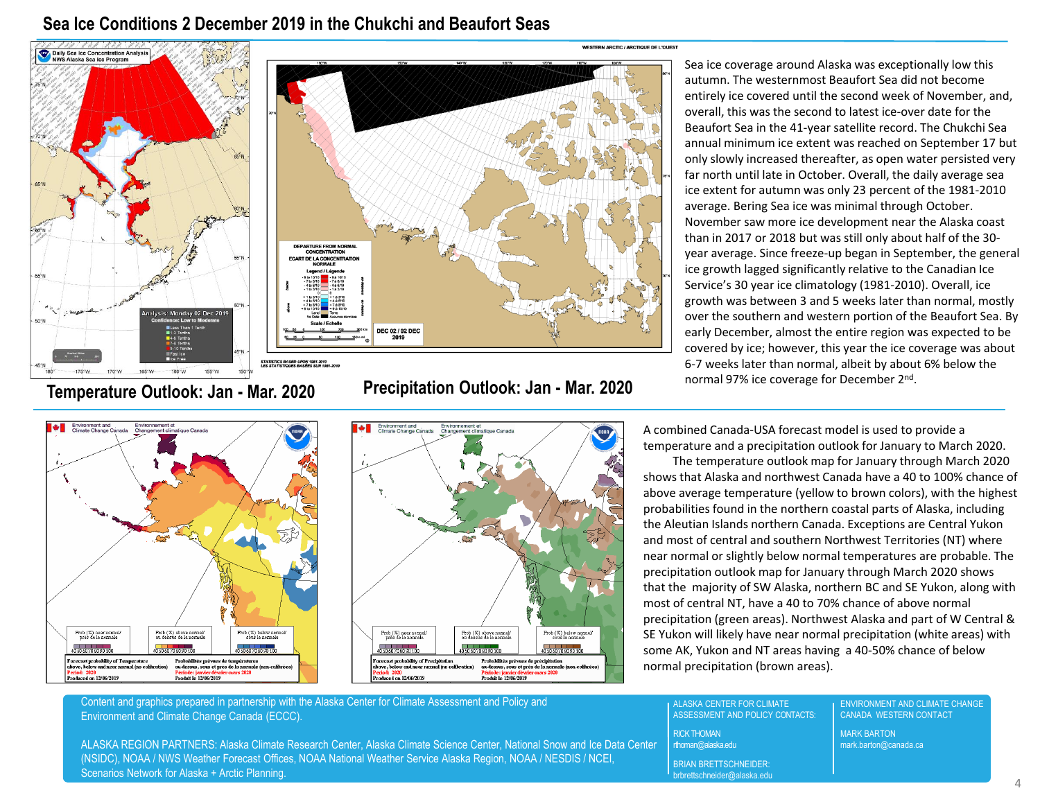## Sea Ice Conditions 2 December 2019 in the Chukchi and Beaufort Seas

Sea ice coverage around Alaska was exceptionally low this autumn. The westernmost Beaufort Sea did not become entirely ice covered until the second week of November, and, overall, this was the second to latest ice-over date for the Beaufort Sea in the 41-year satellite record. The Chukchi Sea annual minimum ice extent was reached on September 17 but only slowly increased thereafter, as open water persisted very far north until late in October. Overall, the daily average sea ice extent for autumn was only 23 percent of the 1981-2010 average. Bering Sea ice was minimal through October. November saw more ice development near the Alaska coast than in 2017 or 2018 but was still only about half of the 30-year average. Since freeze-up began in September, the general ice growth lagged significantly relative to the Canadian Ice Service's 30 year ice climatology (1981-2010). Overall, ice growth was between 3 and 5 weeks later than normal, mostly over the southern and western portion of the Beaufort Sea. By early December, almost the entire region was expected to be covered by ice; however, this year the ice coverage was about 6-7 weeks later than normal, albeit by about 6% below the normal 97% ice coverage for December 2nd.

## Temperature Outlook: Jan - Mar. 2020

## Precipitation Outlook: Jan - Mar. 2020

A combined Canada-USA forecast model is used to provide a temperature and a precipitation outlook for January to March 2020.

The temperature outlook map for January through March 2020 shows that Alaska and northwest Canada have a 40 to 100% chance of above average temperature (yellow to brown colors), with the highest probabilities found in the northern coastal parts of Alaska, including the Aleutian Islands northern Canada. Exceptions are Central Yukon and most of central and southern Northwest Territories (NT) where near normal or slightly below normal temperatures are probable. The precipitation outlook map for January through March 2020 shows that the majority of SW Alaska, northern BC and SE Yukon, along with most of central NT, have a 40 to 70% chance of above normal precipitation (green areas). Northwest Alaska and part of W Central & SE Yukon will likely have near normal precipitation (white areas) with some AK, Yukon and NT areas having a 40-50% chance of below normal precipitation (brown areas).

Content and graphics prepared in partnership with the Alaska Center for Climate Assessment and Policy and Environment and Climate Change Canada (ECCC).

ALASKA REGION PARTNERS: Alaska Climate Research Center, Alaska Climate Science Center, National Snow and Ice Data Center (NSIDC), NOAA / NWS Weather Forecast Offices, NOAA National Weather Service Alaska Region, NOAA / NESDIS / NCEI, Scenarios Network for Alaska + Arctic Planning.

ALASKA CENTER FOR CLIMATE ASSESSMENT AND POLICY CONTACTS:

RICK THOMAN
rthoman@alaska.edu

BRIAN BRETTSCHNEIDER:
brbrettschneider@alaska.edu

ENVIRONMENT AND CLIMATE CHANGE CANADA WESTERN CONTACT

MARK BARTON
mark.barton@canada.ca